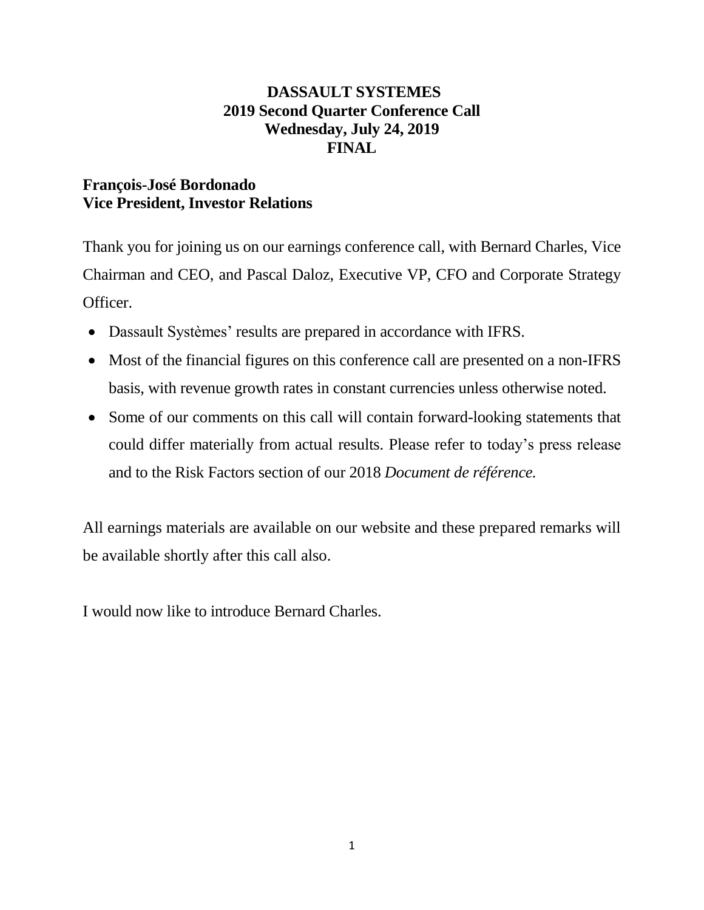# DASSAULT SYSTEMES
## 2019 Second Quarter Conference Call
## Wednesday, July 24, 2019
## FINAL

**François-José Bordonado**
**Vice President, Investor Relations**

Thank you for joining us on our earnings conference call, with Bernard Charles, Vice Chairman and CEO, and Pascal Daloz, Executive VP, CFO and Corporate Strategy Officer.

- Dassault Systèmes' results are prepared in accordance with IFRS.
- Most of the financial figures on this conference call are presented on a non-IFRS basis, with revenue growth rates in constant currencies unless otherwise noted.
- Some of our comments on this call will contain forward-looking statements that could differ materially from actual results. Please refer to today's press release and to the Risk Factors section of our 2018 *Document de référence.*

All earnings materials are available on our website and these prepared remarks will be available shortly after this call also.

I would now like to introduce Bernard Charles.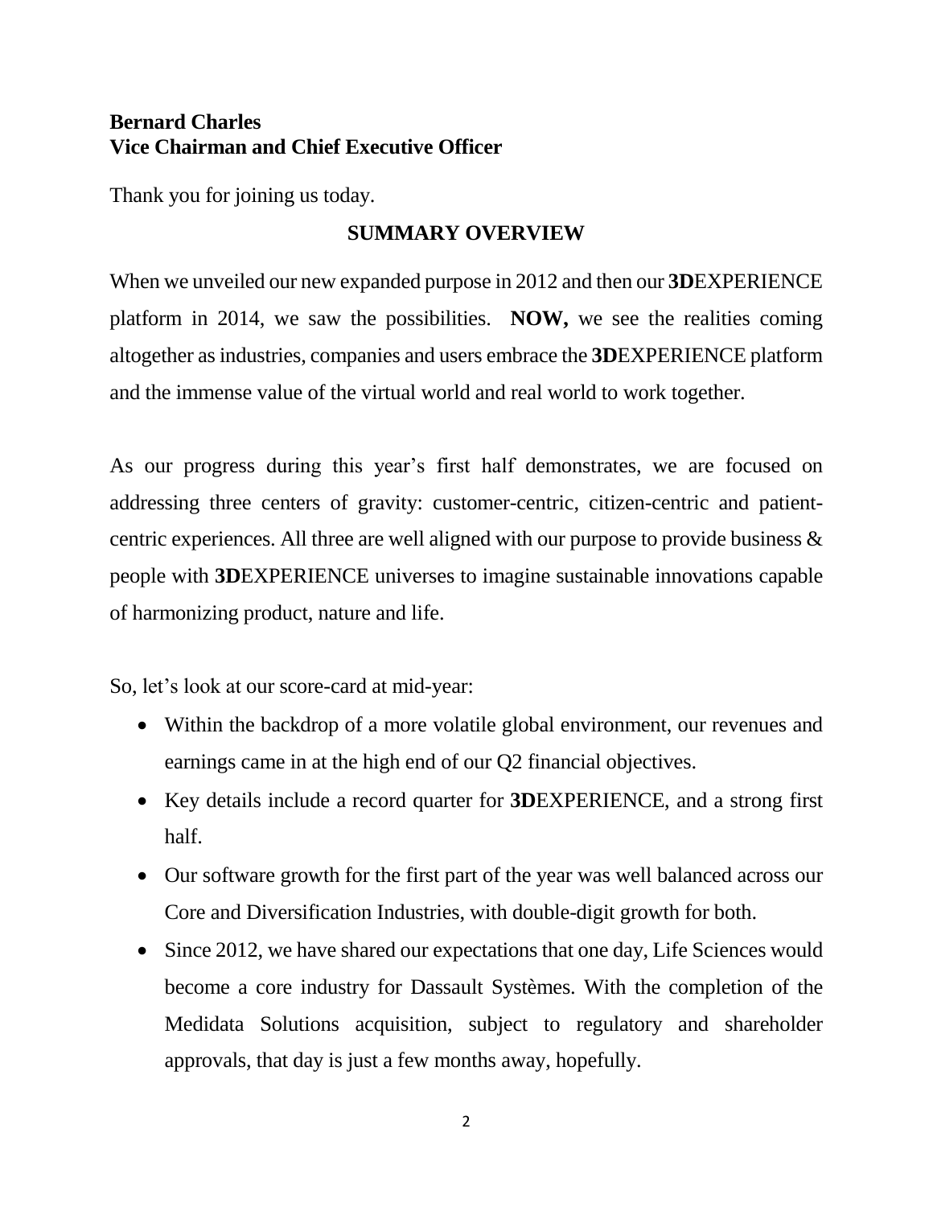**Bernard Charles**
**Vice Chairman and Chief Executive Officer**

Thank you for joining us today.

## SUMMARY OVERVIEW

When we unveiled our new expanded purpose in 2012 and then our **3D**EXPERIENCE platform in 2014, we saw the possibilities. **NOW,** we see the realities coming altogether as industries, companies and users embrace the **3D**EXPERIENCE platform and the immense value of the virtual world and real world to work together.

As our progress during this year's first half demonstrates, we are focused on addressing three centers of gravity: customer-centric, citizen-centric and patient-centric experiences. All three are well aligned with our purpose to provide business & people with **3D**EXPERIENCE universes to imagine sustainable innovations capable of harmonizing product, nature and life.

So, let's look at our score-card at mid-year:

- Within the backdrop of a more volatile global environment, our revenues and earnings came in at the high end of our Q2 financial objectives.
- Key details include a record quarter for **3D**EXPERIENCE, and a strong first half.
- Our software growth for the first part of the year was well balanced across our Core and Diversification Industries, with double-digit growth for both.
- Since 2012, we have shared our expectations that one day, Life Sciences would become a core industry for Dassault Systèmes. With the completion of the Medidata Solutions acquisition, subject to regulatory and shareholder approvals, that day is just a few months away, hopefully.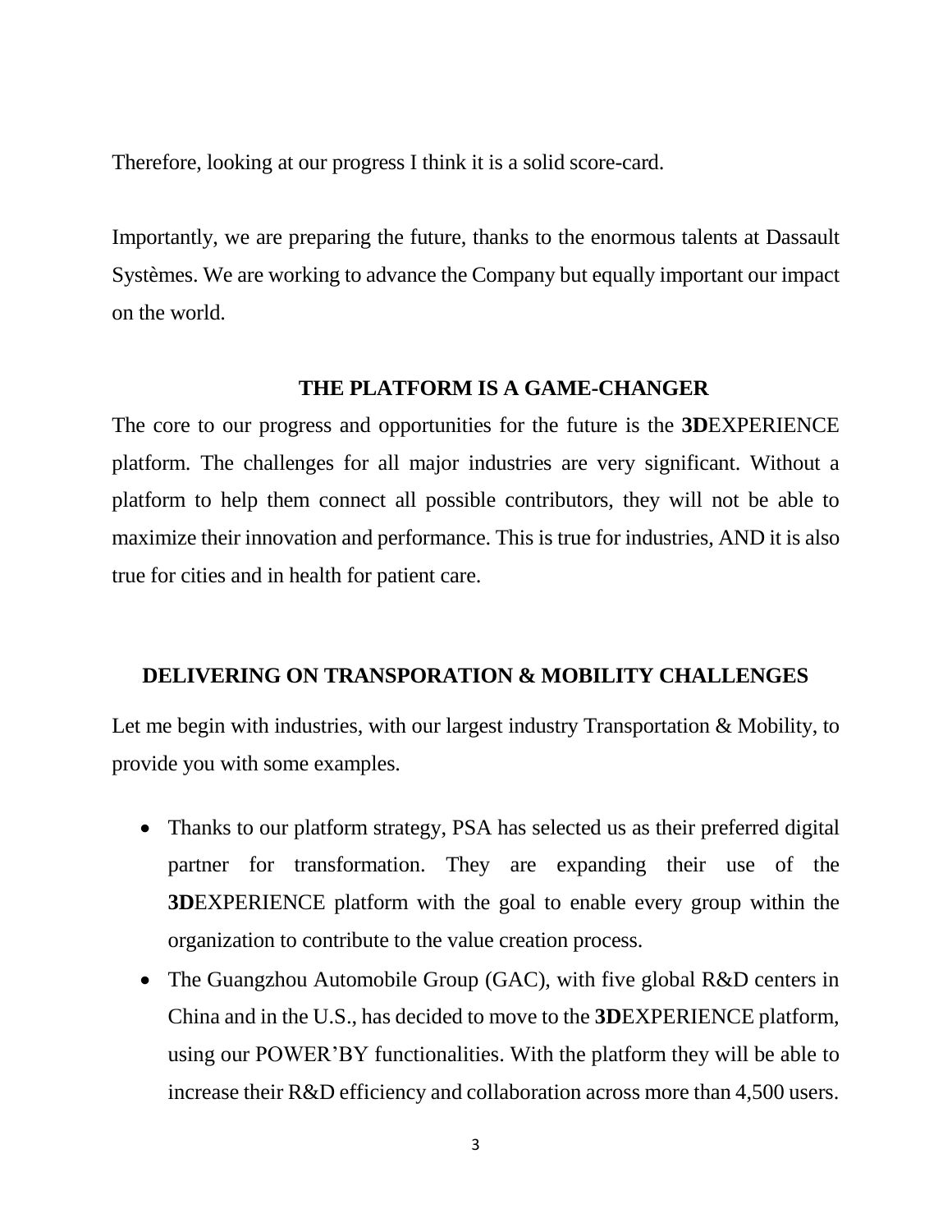Therefore, looking at our progress I think it is a solid score-card.

Importantly, we are preparing the future, thanks to the enormous talents at Dassault Systèmes. We are working to advance the Company but equally important our impact on the world.

## THE PLATFORM IS A GAME-CHANGER

The core to our progress and opportunities for the future is the **3D**EXPERIENCE platform. The challenges for all major industries are very significant. Without a platform to help them connect all possible contributors, they will not be able to maximize their innovation and performance. This is true for industries, AND it is also true for cities and in health for patient care.

## DELIVERING ON TRANSPORATION & MOBILITY CHALLENGES

Let me begin with industries, with our largest industry Transportation & Mobility, to provide you with some examples.

- Thanks to our platform strategy, PSA has selected us as their preferred digital partner for transformation. They are expanding their use of the **3D**EXPERIENCE platform with the goal to enable every group within the organization to contribute to the value creation process.
- The Guangzhou Automobile Group (GAC), with five global R&D centers in China and in the U.S., has decided to move to the **3D**EXPERIENCE platform, using our POWER'BY functionalities. With the platform they will be able to increase their R&D efficiency and collaboration across more than 4,500 users.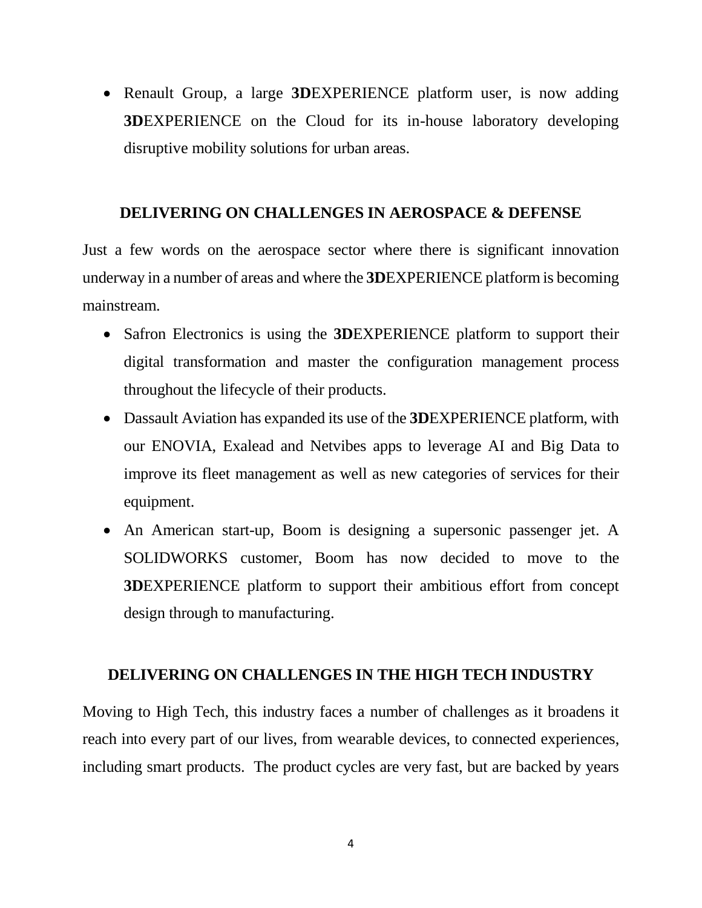- Renault Group, a large **3D**EXPERIENCE platform user, is now adding **3D**EXPERIENCE on the Cloud for its in-house laboratory developing disruptive mobility solutions for urban areas.

## DELIVERING ON CHALLENGES IN AEROSPACE & DEFENSE

Just a few words on the aerospace sector where there is significant innovation underway in a number of areas and where the **3D**EXPERIENCE platform is becoming mainstream.

- Safron Electronics is using the **3D**EXPERIENCE platform to support their digital transformation and master the configuration management process throughout the lifecycle of their products.
- Dassault Aviation has expanded its use of the **3D**EXPERIENCE platform, with our ENOVIA, Exalead and Netvibes apps to leverage AI and Big Data to improve its fleet management as well as new categories of services for their equipment.
- An American start-up, Boom is designing a supersonic passenger jet. A SOLIDWORKS customer, Boom has now decided to move to the **3D**EXPERIENCE platform to support their ambitious effort from concept design through to manufacturing.

## DELIVERING ON CHALLENGES IN THE HIGH TECH INDUSTRY

Moving to High Tech, this industry faces a number of challenges as it broadens it reach into every part of our lives, from wearable devices, to connected experiences, including smart products. The product cycles are very fast, but are backed by years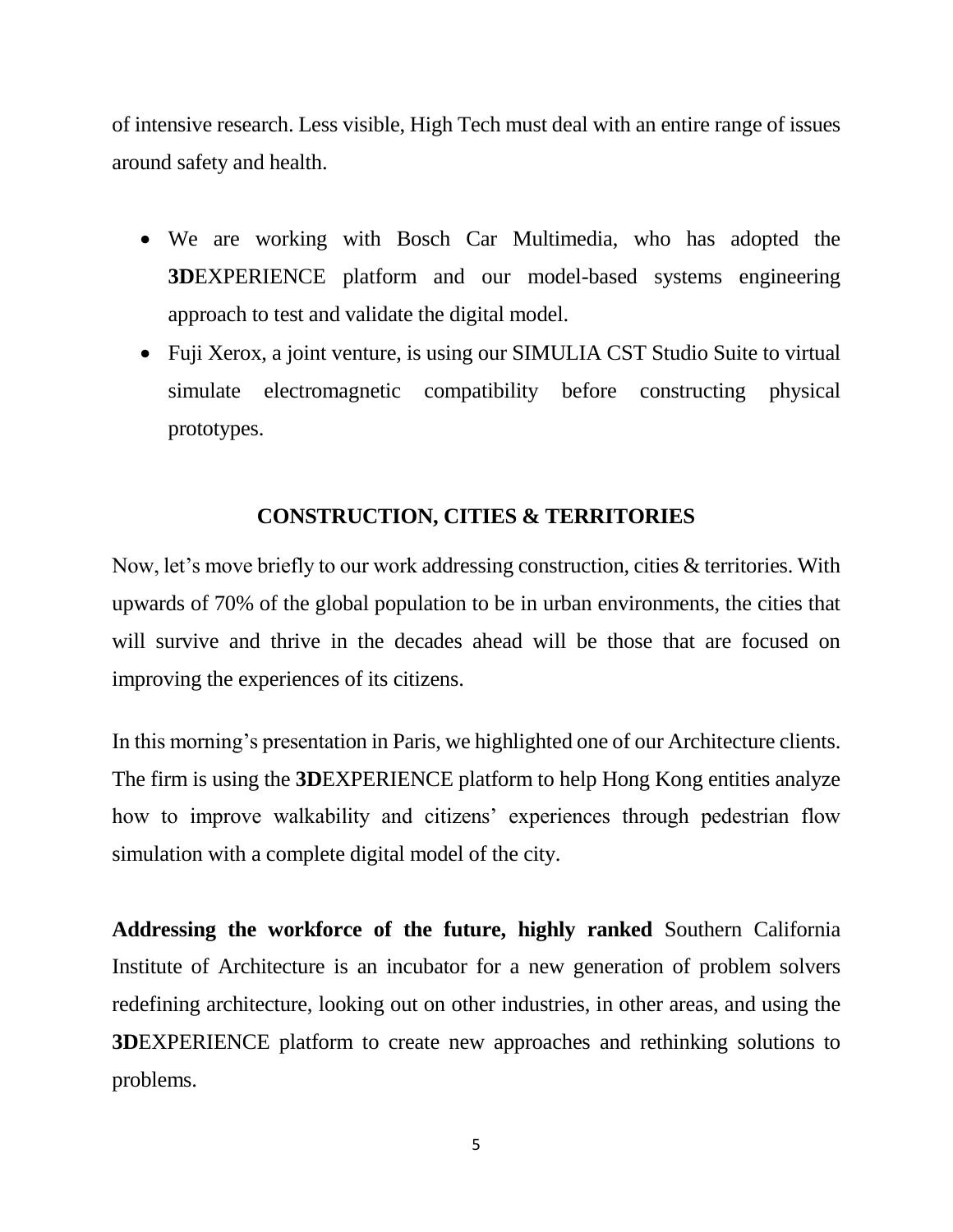of intensive research. Less visible, High Tech must deal with an entire range of issues around safety and health.

- We are working with Bosch Car Multimedia, who has adopted the **3D**EXPERIENCE platform and our model-based systems engineering approach to test and validate the digital model.
- Fuji Xerox, a joint venture, is using our SIMULIA CST Studio Suite to virtual simulate electromagnetic compatibility before constructing physical prototypes.

## CONSTRUCTION, CITIES & TERRITORIES

Now, let's move briefly to our work addressing construction, cities & territories. With upwards of 70% of the global population to be in urban environments, the cities that will survive and thrive in the decades ahead will be those that are focused on improving the experiences of its citizens.

In this morning's presentation in Paris, we highlighted one of our Architecture clients. The firm is using the **3D**EXPERIENCE platform to help Hong Kong entities analyze how to improve walkability and citizens' experiences through pedestrian flow simulation with a complete digital model of the city.

**Addressing the workforce of the future, highly ranked** Southern California Institute of Architecture is an incubator for a new generation of problem solvers redefining architecture, looking out on other industries, in other areas, and using the **3D**EXPERIENCE platform to create new approaches and rethinking solutions to problems.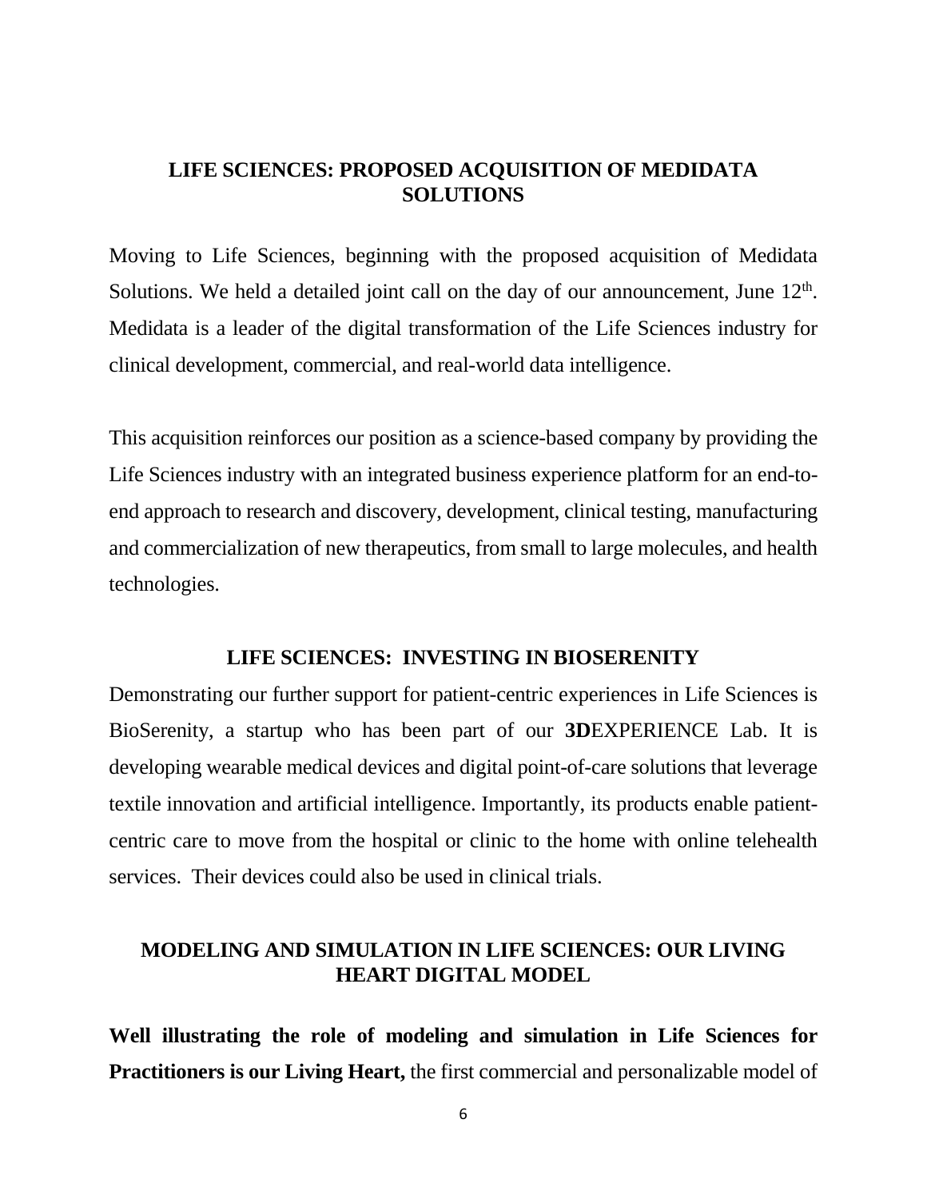## LIFE SCIENCES: PROPOSED ACQUISITION OF MEDIDATA SOLUTIONS

Moving to Life Sciences, beginning with the proposed acquisition of Medidata Solutions. We held a detailed joint call on the day of our announcement, June 12th. Medidata is a leader of the digital transformation of the Life Sciences industry for clinical development, commercial, and real-world data intelligence.

This acquisition reinforces our position as a science-based company by providing the Life Sciences industry with an integrated business experience platform for an end-to-end approach to research and discovery, development, clinical testing, manufacturing and commercialization of new therapeutics, from small to large molecules, and health technologies.

## LIFE SCIENCES: INVESTING IN BIOSERENITY

Demonstrating our further support for patient-centric experiences in Life Sciences is BioSerenity, a startup who has been part of our **3D**EXPERIENCE Lab. It is developing wearable medical devices and digital point-of-care solutions that leverage textile innovation and artificial intelligence. Importantly, its products enable patient-centric care to move from the hospital or clinic to the home with online telehealth services. Their devices could also be used in clinical trials.

## MODELING AND SIMULATION IN LIFE SCIENCES: OUR LIVING HEART DIGITAL MODEL

**Well illustrating the role of modeling and simulation in Life Sciences for Practitioners is our Living Heart,** the first commercial and personalizable model of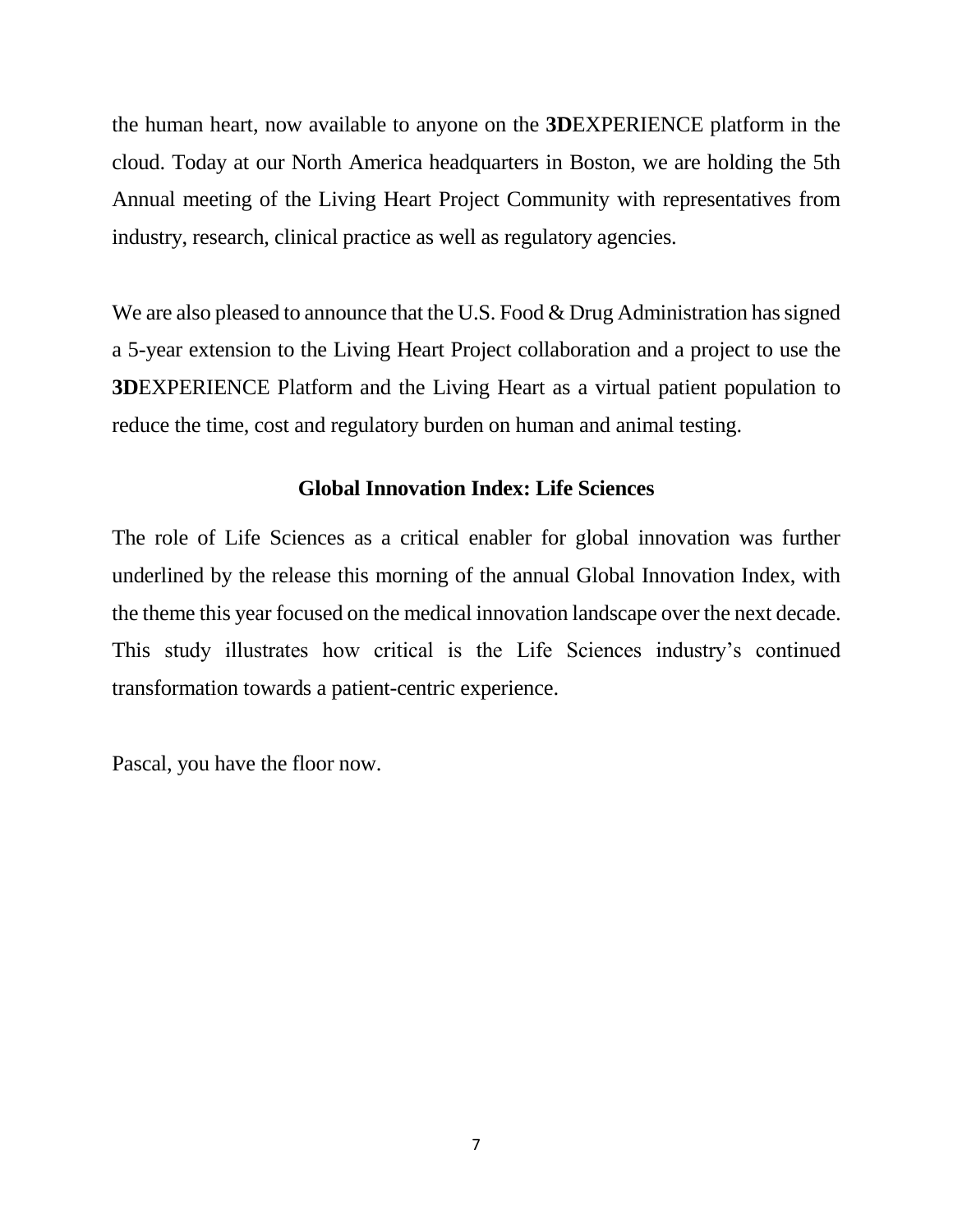the human heart, now available to anyone on the **3D**EXPERIENCE platform in the cloud. Today at our North America headquarters in Boston, we are holding the 5th Annual meeting of the Living Heart Project Community with representatives from industry, research, clinical practice as well as regulatory agencies.

We are also pleased to announce that the U.S. Food & Drug Administration has signed a 5-year extension to the Living Heart Project collaboration and a project to use the **3D**EXPERIENCE Platform and the Living Heart as a virtual patient population to reduce the time, cost and regulatory burden on human and animal testing.

## Global Innovation Index: Life Sciences

The role of Life Sciences as a critical enabler for global innovation was further underlined by the release this morning of the annual Global Innovation Index, with the theme this year focused on the medical innovation landscape over the next decade. This study illustrates how critical is the Life Sciences industry's continued transformation towards a patient-centric experience.

Pascal, you have the floor now.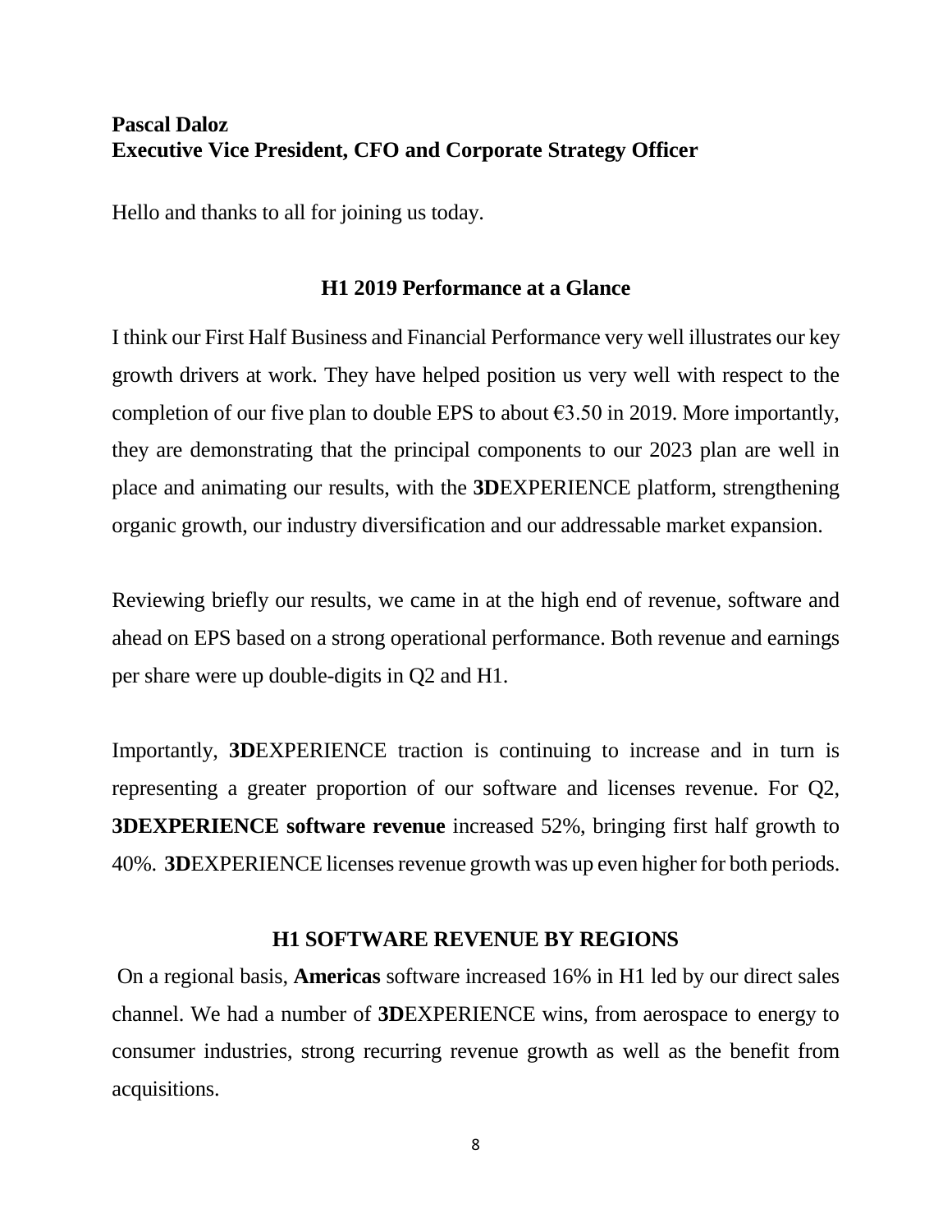**Pascal Daloz**
**Executive Vice President, CFO and Corporate Strategy Officer**

Hello and thanks to all for joining us today.

## H1 2019 Performance at a Glance

I think our First Half Business and Financial Performance very well illustrates our key growth drivers at work. They have helped position us very well with respect to the completion of our five plan to double EPS to about €3.50 in 2019. More importantly, they are demonstrating that the principal components to our 2023 plan are well in place and animating our results, with the **3D**EXPERIENCE platform, strengthening organic growth, our industry diversification and our addressable market expansion.

Reviewing briefly our results, we came in at the high end of revenue, software and ahead on EPS based on a strong operational performance. Both revenue and earnings per share were up double-digits in Q2 and H1.

Importantly, **3D**EXPERIENCE traction is continuing to increase and in turn is representing a greater proportion of our software and licenses revenue. For Q2, **3DEXPERIENCE software revenue** increased 52%, bringing first half growth to 40%. **3D**EXPERIENCE licenses revenue growth was up even higher for both periods.

## H1 SOFTWARE REVENUE BY REGIONS

On a regional basis, **Americas** software increased 16% in H1 led by our direct sales channel. We had a number of **3D**EXPERIENCE wins, from aerospace to energy to consumer industries, strong recurring revenue growth as well as the benefit from acquisitions.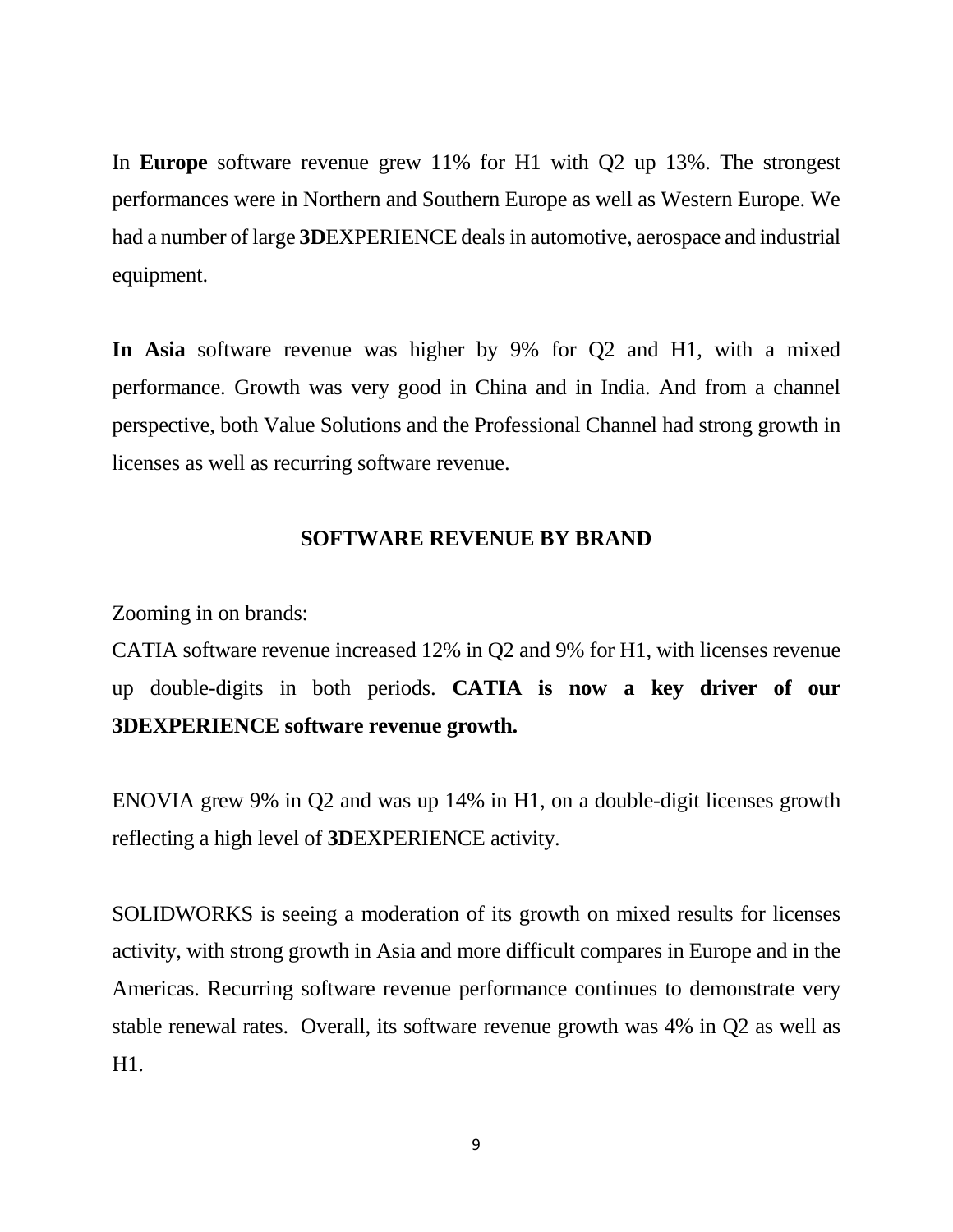In **Europe** software revenue grew 11% for H1 with Q2 up 13%. The strongest performances were in Northern and Southern Europe as well as Western Europe. We had a number of large **3D**EXPERIENCE deals in automotive, aerospace and industrial equipment.

**In Asia** software revenue was higher by 9% for Q2 and H1, with a mixed performance. Growth was very good in China and in India. And from a channel perspective, both Value Solutions and the Professional Channel had strong growth in licenses as well as recurring software revenue.

## SOFTWARE REVENUE BY BRAND

Zooming in on brands:

CATIA software revenue increased 12% in Q2 and 9% for H1, with licenses revenue up double-digits in both periods. **CATIA is now a key driver of our 3DEXPERIENCE software revenue growth.**

ENOVIA grew 9% in Q2 and was up 14% in H1, on a double-digit licenses growth reflecting a high level of **3D**EXPERIENCE activity.

SOLIDWORKS is seeing a moderation of its growth on mixed results for licenses activity, with strong growth in Asia and more difficult compares in Europe and in the Americas. Recurring software revenue performance continues to demonstrate very stable renewal rates. Overall, its software revenue growth was 4% in Q2 as well as H1.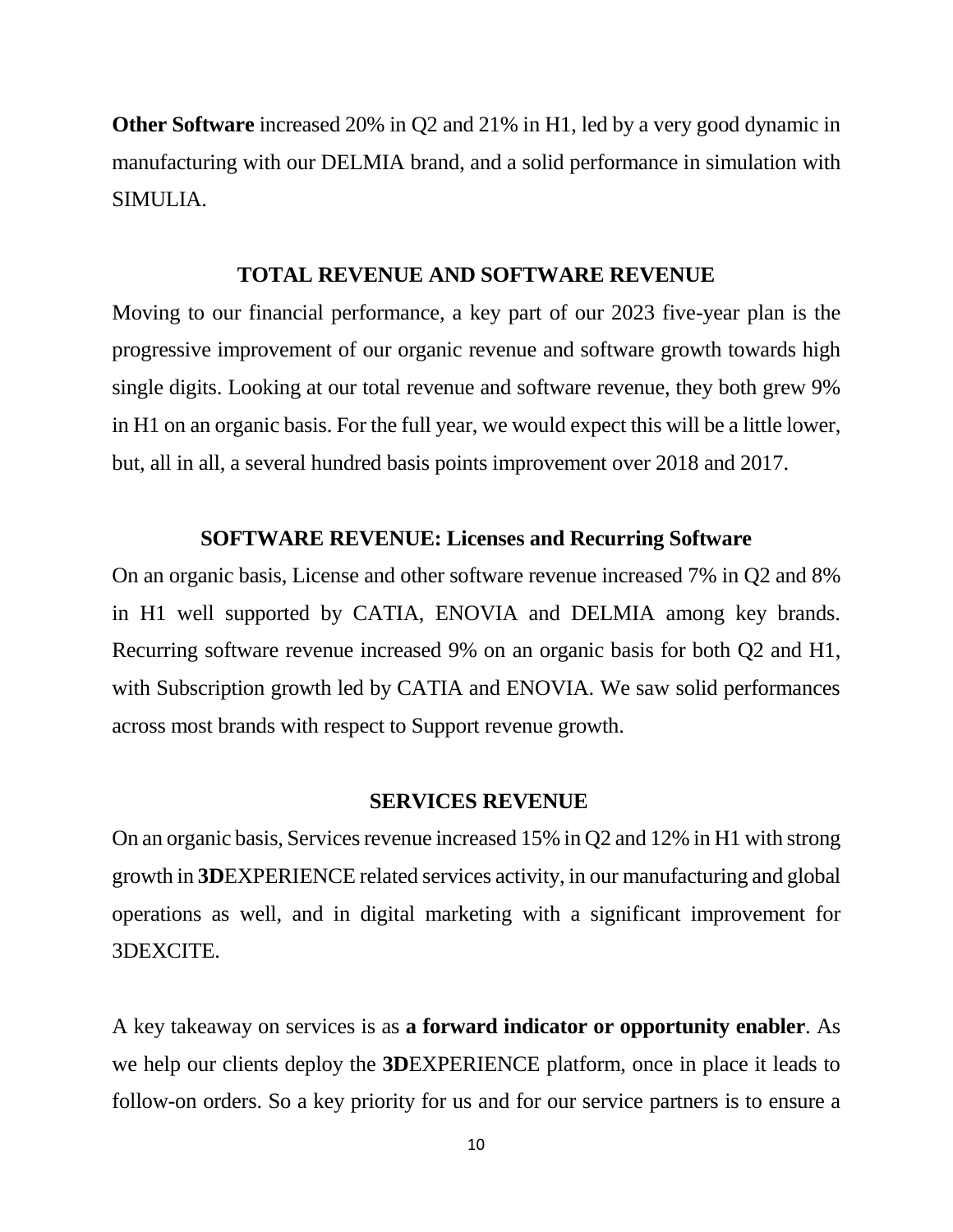**Other Software** increased 20% in Q2 and 21% in H1, led by a very good dynamic in manufacturing with our DELMIA brand, and a solid performance in simulation with SIMULIA.

## TOTAL REVENUE AND SOFTWARE REVENUE

Moving to our financial performance, a key part of our 2023 five-year plan is the progressive improvement of our organic revenue and software growth towards high single digits. Looking at our total revenue and software revenue, they both grew 9% in H1 on an organic basis. For the full year, we would expect this will be a little lower, but, all in all, a several hundred basis points improvement over 2018 and 2017.

## SOFTWARE REVENUE: Licenses and Recurring Software

On an organic basis, License and other software revenue increased 7% in Q2 and 8% in H1 well supported by CATIA, ENOVIA and DELMIA among key brands. Recurring software revenue increased 9% on an organic basis for both Q2 and H1, with Subscription growth led by CATIA and ENOVIA. We saw solid performances across most brands with respect to Support revenue growth.

## SERVICES REVENUE

On an organic basis, Services revenue increased 15% in Q2 and 12% in H1 with strong growth in **3D**EXPERIENCE related services activity, in our manufacturing and global operations as well, and in digital marketing with a significant improvement for 3DEXCITE.

A key takeaway on services is as **a forward indicator or opportunity enabler**. As we help our clients deploy the **3D**EXPERIENCE platform, once in place it leads to follow-on orders. So a key priority for us and for our service partners is to ensure a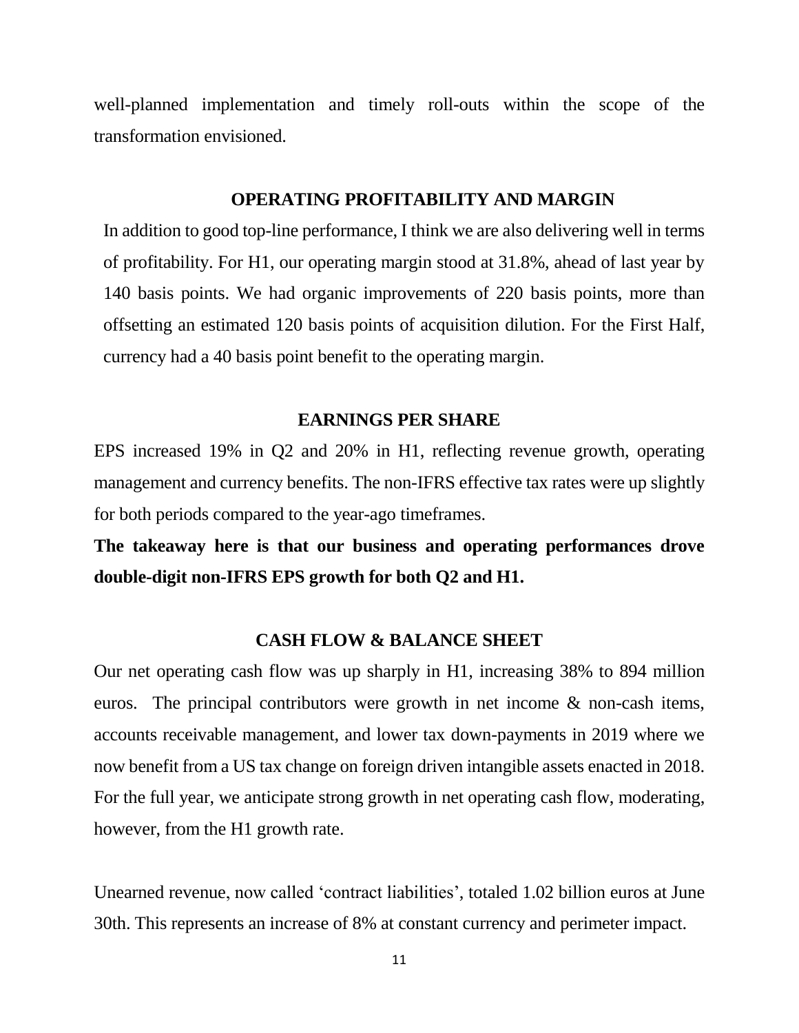well-planned implementation and timely roll-outs within the scope of the transformation envisioned.

## OPERATING PROFITABILITY AND MARGIN

In addition to good top-line performance, I think we are also delivering well in terms of profitability. For H1, our operating margin stood at 31.8%, ahead of last year by 140 basis points. We had organic improvements of 220 basis points, more than offsetting an estimated 120 basis points of acquisition dilution. For the First Half, currency had a 40 basis point benefit to the operating margin.

## EARNINGS PER SHARE

EPS increased 19% in Q2 and 20% in H1, reflecting revenue growth, operating management and currency benefits. The non-IFRS effective tax rates were up slightly for both periods compared to the year-ago timeframes.

**The takeaway here is that our business and operating performances drove double-digit non-IFRS EPS growth for both Q2 and H1.**

## CASH FLOW & BALANCE SHEET

Our net operating cash flow was up sharply in H1, increasing 38% to 894 million euros. The principal contributors were growth in net income & non-cash items, accounts receivable management, and lower tax down-payments in 2019 where we now benefit from a US tax change on foreign driven intangible assets enacted in 2018. For the full year, we anticipate strong growth in net operating cash flow, moderating, however, from the H1 growth rate.

Unearned revenue, now called 'contract liabilities', totaled 1.02 billion euros at June 30th. This represents an increase of 8% at constant currency and perimeter impact.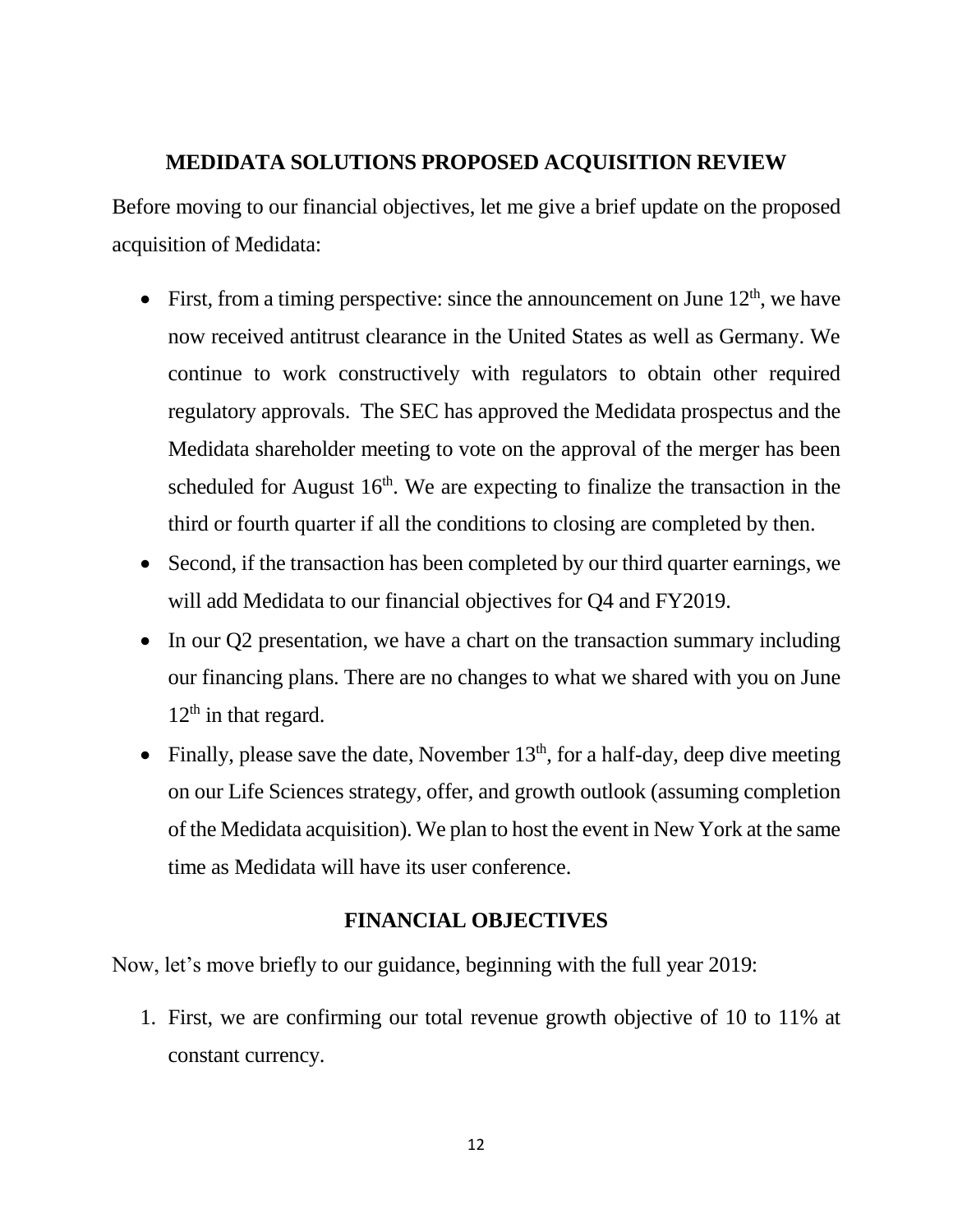## MEDIDATA SOLUTIONS PROPOSED ACQUISITION REVIEW

Before moving to our financial objectives, let me give a brief update on the proposed acquisition of Medidata:

- First, from a timing perspective: since the announcement on June 12th, we have now received antitrust clearance in the United States as well as Germany. We continue to work constructively with regulators to obtain other required regulatory approvals. The SEC has approved the Medidata prospectus and the Medidata shareholder meeting to vote on the approval of the merger has been scheduled for August 16th. We are expecting to finalize the transaction in the third or fourth quarter if all the conditions to closing are completed by then.
- Second, if the transaction has been completed by our third quarter earnings, we will add Medidata to our financial objectives for Q4 and FY2019.
- In our Q2 presentation, we have a chart on the transaction summary including our financing plans. There are no changes to what we shared with you on June 12th in that regard.
- Finally, please save the date, November 13th, for a half-day, deep dive meeting on our Life Sciences strategy, offer, and growth outlook (assuming completion of the Medidata acquisition). We plan to host the event in New York at the same time as Medidata will have its user conference.

## FINANCIAL OBJECTIVES

Now, let's move briefly to our guidance, beginning with the full year 2019:

1. First, we are confirming our total revenue growth objective of 10 to 11% at constant currency.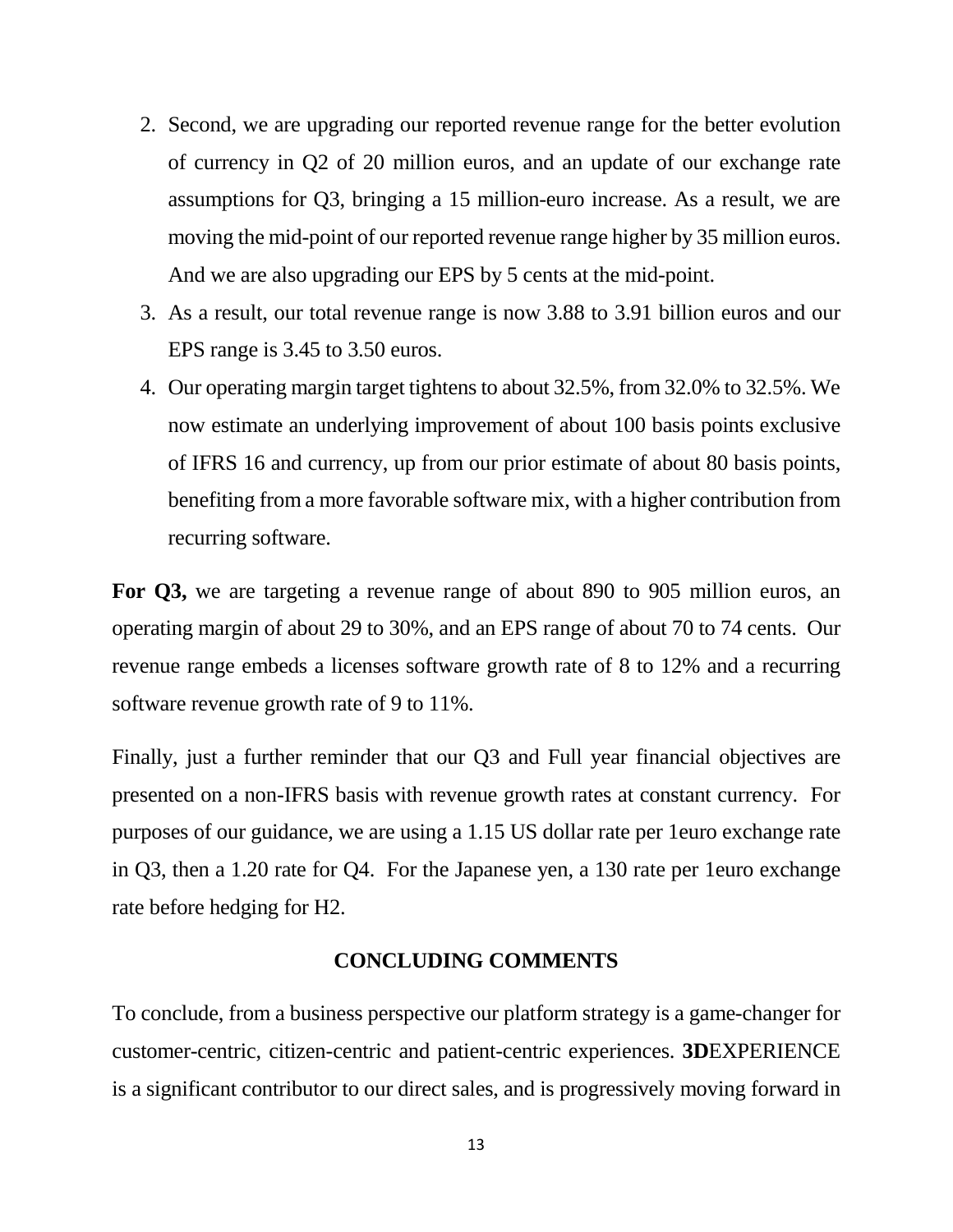2. Second, we are upgrading our reported revenue range for the better evolution of currency in Q2 of 20 million euros, and an update of our exchange rate assumptions for Q3, bringing a 15 million-euro increase. As a result, we are moving the mid-point of our reported revenue range higher by 35 million euros. And we are also upgrading our EPS by 5 cents at the mid-point.
3. As a result, our total revenue range is now 3.88 to 3.91 billion euros and our EPS range is 3.45 to 3.50 euros.
4. Our operating margin target tightens to about 32.5%, from 32.0% to 32.5%. We now estimate an underlying improvement of about 100 basis points exclusive of IFRS 16 and currency, up from our prior estimate of about 80 basis points, benefiting from a more favorable software mix, with a higher contribution from recurring software.

**For Q3,** we are targeting a revenue range of about 890 to 905 million euros, an operating margin of about 29 to 30%, and an EPS range of about 70 to 74 cents. Our revenue range embeds a licenses software growth rate of 8 to 12% and a recurring software revenue growth rate of 9 to 11%.

Finally, just a further reminder that our Q3 and Full year financial objectives are presented on a non-IFRS basis with revenue growth rates at constant currency. For purposes of our guidance, we are using a 1.15 US dollar rate per 1euro exchange rate in Q3, then a 1.20 rate for Q4. For the Japanese yen, a 130 rate per 1euro exchange rate before hedging for H2.

## CONCLUDING COMMENTS

To conclude, from a business perspective our platform strategy is a game-changer for customer-centric, citizen-centric and patient-centric experiences. **3D**EXPERIENCE is a significant contributor to our direct sales, and is progressively moving forward in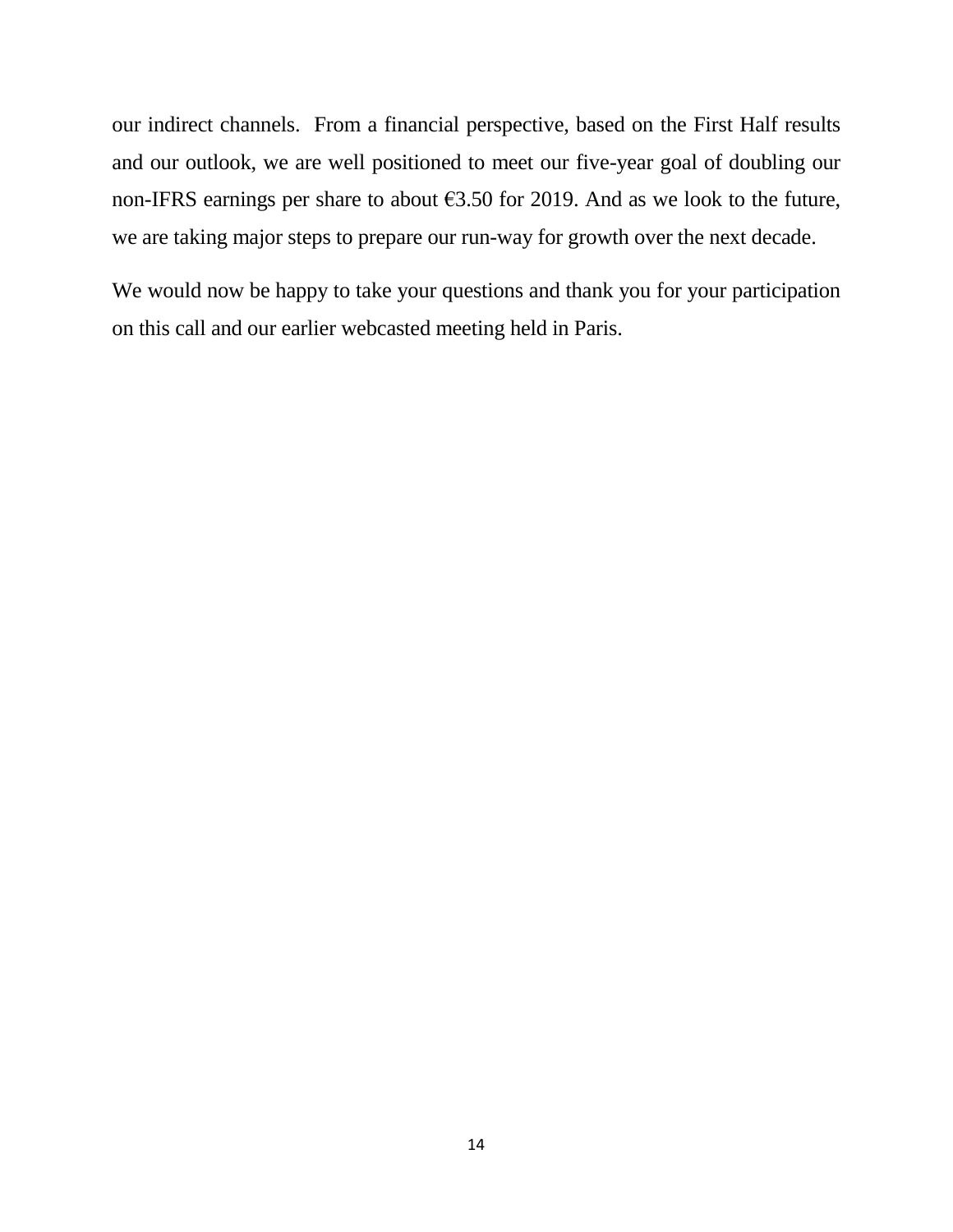our indirect channels. From a financial perspective, based on the First Half results and our outlook, we are well positioned to meet our five-year goal of doubling our non-IFRS earnings per share to about €3.50 for 2019. And as we look to the future, we are taking major steps to prepare our run-way for growth over the next decade.

We would now be happy to take your questions and thank you for your participation on this call and our earlier webcasted meeting held in Paris.